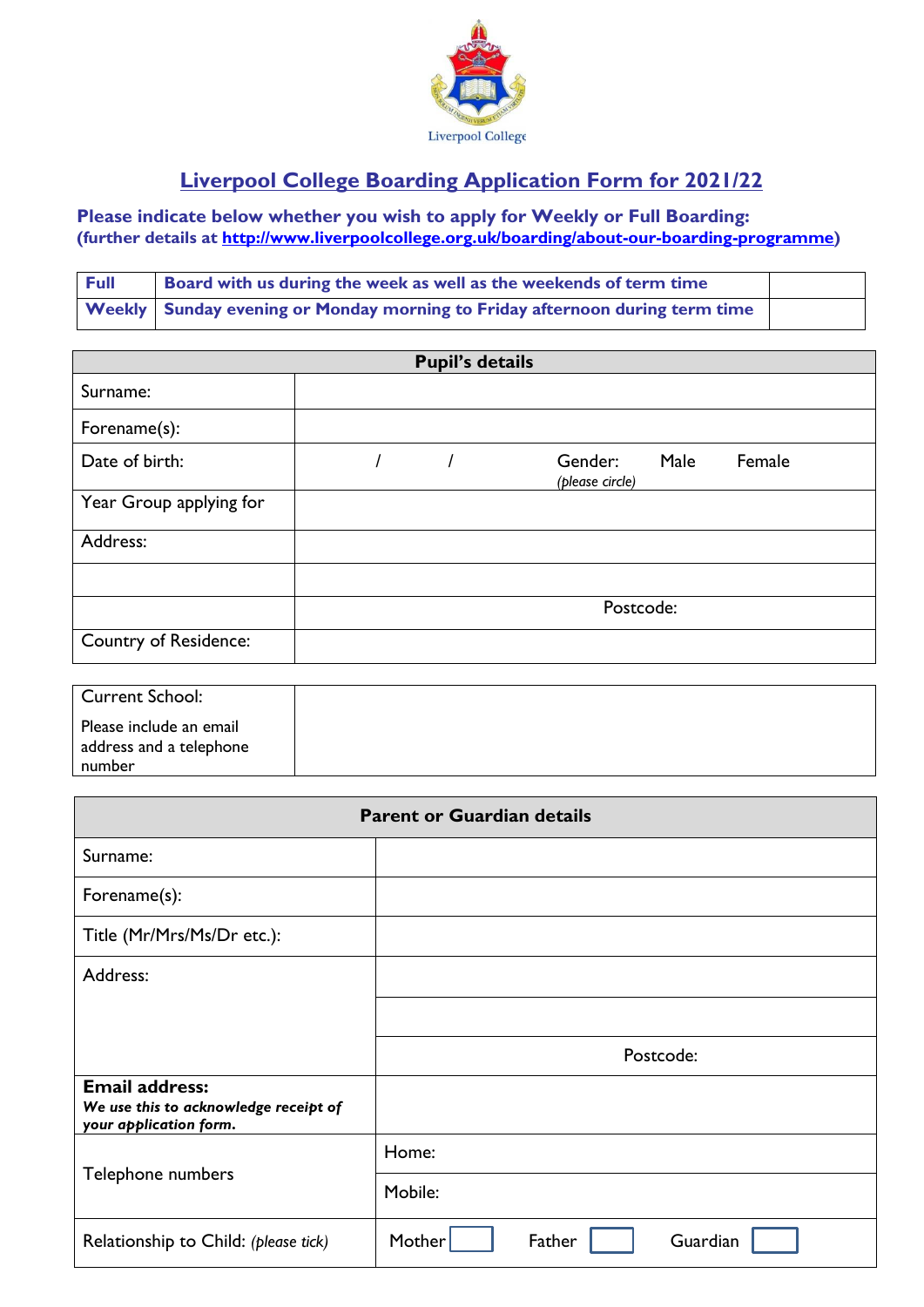Liverpool College

# Liverpool College Boarding Application Form for 2021/22

**Please indicate below whether you wish to apply for Weekly or Full Boarding:**
**(further details at http://www.liverpoolcollege.org.uk/boarding/about-our-boarding-programme)**

| | | |
|---|---|---|
| **Full** | **Board with us during the week as well as the weekends of term time** | |
| **Weekly** | **Sunday evening or Monday morning to Friday afternoon during term time** | |

| **Pupil's details** | |
|---|---|
| Surname: | |
| Forename(s): | |
| Date of birth: | / / Gender: *(please circle)* Male Female |
| Year Group applying for | |
| Address: | |
| | |
| | Postcode: |
| Country of Residence: | |

| | |
|---|---|
| Current School: Please include an email address and a telephone number | |

| **Parent or Guardian details** | |
|---|---|
| Surname: | |
| Forename(s): | |
| Title (Mr/Mrs/Ms/Dr etc.): | |
| Address: | |
| | |
| | Postcode: |
| **Email address:** ***We use this to acknowledge receipt of your application form.*** | |
| Telephone numbers | Home: |
| | Mobile: |
| Relationship to Child: *(please tick)* | Mother ☐ Father ☐ Guardian ☐ |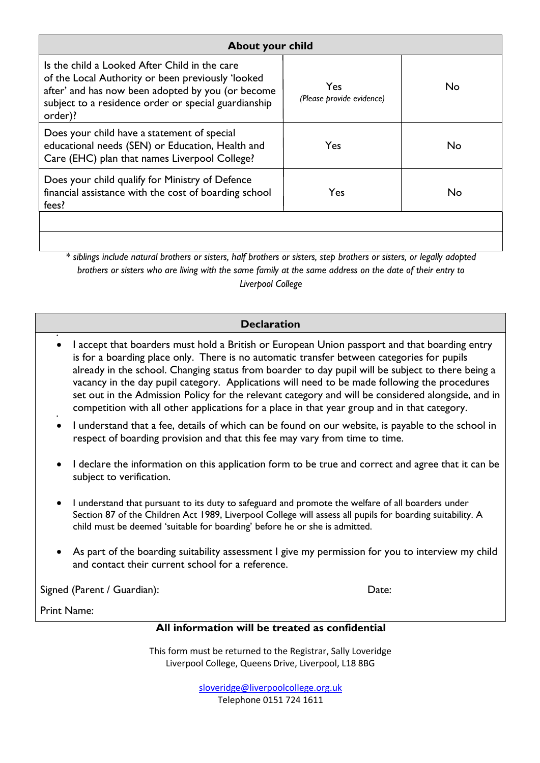| About your child | | |
| --- | --- | --- |
| Is the child a Looked After Child in the care of the Local Authority or been previously 'looked after' and has now been adopted by you (or become subject to a residence order or special guardianship order)? | Yes *(Please provide evidence)* | No |
| Does your child have a statement of special educational needs (SEN) or Education, Health and Care (EHC) plan that names Liverpool College? | Yes | No |
| Does your child qualify for Ministry of Defence financial assistance with the cost of boarding school fees? | Yes | No |
| | | |
| | | |

*\* siblings include natural brothers or sisters, half brothers or sisters, step brothers or sisters, or legally adopted brothers or sisters who are living with the same family at the same address on the date of their entry to Liverpool College*

## Declaration

- I accept that boarders must hold a British or European Union passport and that boarding entry is for a boarding place only. There is no automatic transfer between categories for pupils already in the school. Changing status from boarder to day pupil will be subject to there being a vacancy in the day pupil category. Applications will need to be made following the procedures set out in the Admission Policy for the relevant category and will be considered alongside, and in competition with all other applications for a place in that year group and in that category.
- I understand that a fee, details of which can be found on our website, is payable to the school in respect of boarding provision and that this fee may vary from time to time.
- I declare the information on this application form to be true and correct and agree that it can be subject to verification.
- I understand that pursuant to its duty to safeguard and promote the welfare of all boarders under Section 87 of the Children Act 1989, Liverpool College will assess all pupils for boarding suitability. A child must be deemed 'suitable for boarding' before he or she is admitted.
- As part of the boarding suitability assessment I give my permission for you to interview my child and contact their current school for a reference.

Signed (Parent / Guardian): Date:

Print Name:

**All information will be treated as confidential**

This form must be returned to the Registrar, Sally Loveridge
Liverpool College, Queens Drive, Liverpool, L18 8BG

sloveridge@liverpoolcollege.org.uk
Telephone 0151 724 1611